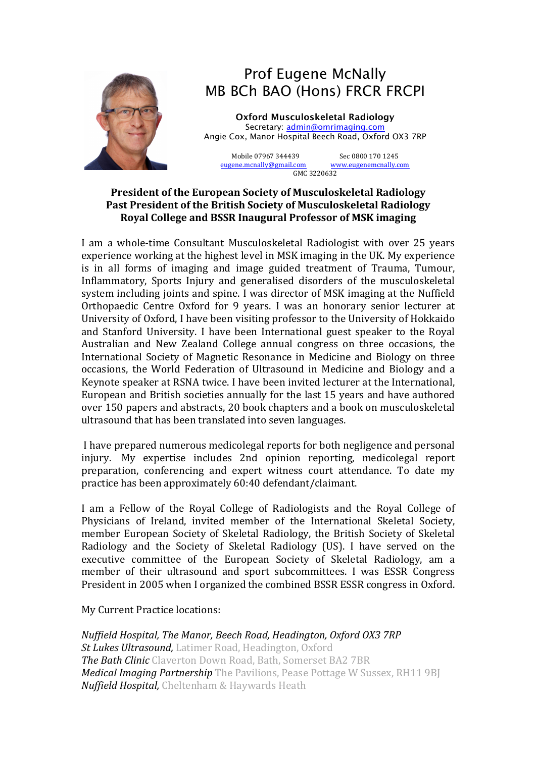# Prof Eugene McNally
## MB BCh BAO (Hons) FRCR FRCPI

**Oxford Musculoskeletal Radiology**
Secretary: admin@omrimaging.com
Angie Cox, Manor Hospital Beech Road, Oxford OX3 7RP

Mobile 07967 344439 Sec 0800 170 1245
eugene.mcnally@gmail.com www.eugenemcnally.com
GMC 3220632

**President of the European Society of Musculoskeletal Radiology**
**Past President of the British Society of Musculoskeletal Radiology**
**Royal College and BSSR Inaugural Professor of MSK imaging**

I am a whole-time Consultant Musculoskeletal Radiologist with over 25 years experience working at the highest level in MSK imaging in the UK. My experience is in all forms of imaging and image guided treatment of Trauma, Tumour, Inflammatory, Sports Injury and generalised disorders of the musculoskeletal system including joints and spine. I was director of MSK imaging at the Nuffield Orthopaedic Centre Oxford for 9 years. I was an honorary senior lecturer at University of Oxford, I have been visiting professor to the University of Hokkaido and Stanford University. I have been International guest speaker to the Royal Australian and New Zealand College annual congress on three occasions, the International Society of Magnetic Resonance in Medicine and Biology on three occasions, the World Federation of Ultrasound in Medicine and Biology and a Keynote speaker at RSNA twice. I have been invited lecturer at the International, European and British societies annually for the last 15 years and have authored over 150 papers and abstracts, 20 book chapters and a book on musculoskeletal ultrasound that has been translated into seven languages.

I have prepared numerous medicolegal reports for both negligence and personal injury. My expertise includes 2nd opinion reporting, medicolegal report preparation, conferencing and expert witness court attendance. To date my practice has been approximately 60:40 defendant/claimant.

I am a Fellow of the Royal College of Radiologists and the Royal College of Physicians of Ireland, invited member of the International Skeletal Society, member European Society of Skeletal Radiology, the British Society of Skeletal Radiology and the Society of Skeletal Radiology (US). I have served on the executive committee of the European Society of Skeletal Radiology, am a member of their ultrasound and sport subcommittees. I was ESSR Congress President in 2005 when I organized the combined BSSR ESSR congress in Oxford.

My Current Practice locations:

*Nuffield Hospital, The Manor, Beech Road, Headington, Oxford OX3 7RP*
*St Lukes Ultrasound,* Latimer Road, Headington, Oxford
*The Bath Clinic* Claverton Down Road, Bath, Somerset BA2 7BR
*Medical Imaging Partnership* The Pavilions, Pease Pottage W Sussex, RH11 9BJ
*Nuffield Hospital,* Cheltenham & Haywards Heath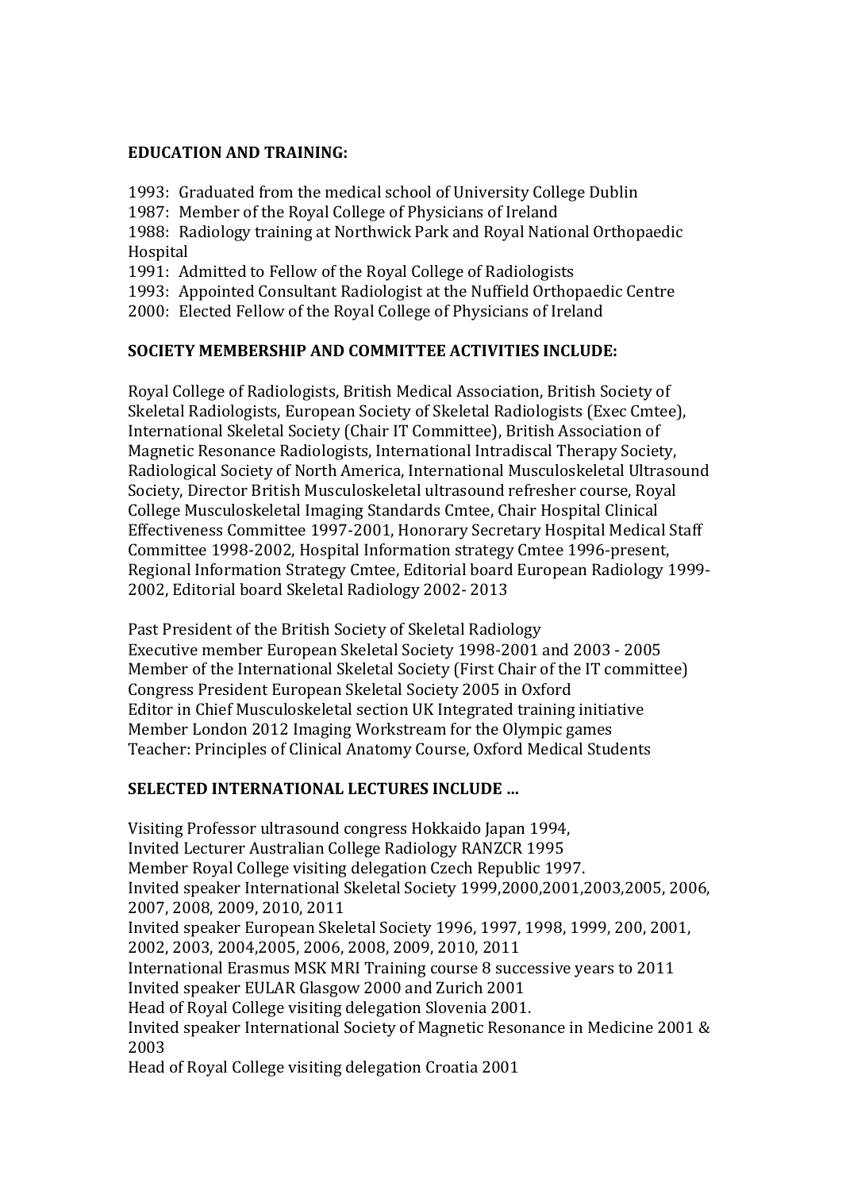**EDUCATION AND TRAINING:**

1993: Graduated from the medical school of University College Dublin
1987: Member of the Royal College of Physicians of Ireland
1988: Radiology training at Northwick Park and Royal National Orthopaedic Hospital
1991: Admitted to Fellow of the Royal College of Radiologists
1993: Appointed Consultant Radiologist at the Nuffield Orthopaedic Centre
2000: Elected Fellow of the Royal College of Physicians of Ireland

**SOCIETY MEMBERSHIP AND COMMITTEE ACTIVITIES INCLUDE:**

Royal College of Radiologists, British Medical Association, British Society of Skeletal Radiologists, European Society of Skeletal Radiologists (Exec Cmtee), International Skeletal Society (Chair IT Committee), British Association of Magnetic Resonance Radiologists, International Intradiscal Therapy Society, Radiological Society of North America, International Musculoskeletal Ultrasound Society, Director British Musculoskeletal ultrasound refresher course, Royal College Musculoskeletal Imaging Standards Cmtee, Chair Hospital Clinical Effectiveness Committee 1997-2001, Honorary Secretary Hospital Medical Staff Committee 1998-2002, Hospital Information strategy Cmtee 1996-present, Regional Information Strategy Cmtee, Editorial board European Radiology 1999-2002, Editorial board Skeletal Radiology 2002- 2013

Past President of the British Society of Skeletal Radiology
Executive member European Skeletal Society 1998-2001 and 2003 - 2005
Member of the International Skeletal Society (First Chair of the IT committee)
Congress President European Skeletal Society 2005 in Oxford
Editor in Chief Musculoskeletal section UK Integrated training initiative
Member London 2012 Imaging Workstream for the Olympic games
Teacher: Principles of Clinical Anatomy Course, Oxford Medical Students

**SELECTED INTERNATIONAL LECTURES INCLUDE ...**

Visiting Professor ultrasound congress Hokkaido Japan 1994,
Invited Lecturer Australian College Radiology RANZCR 1995
Member Royal College visiting delegation Czech Republic 1997.
Invited speaker International Skeletal Society 1999,2000,2001,2003,2005, 2006, 2007, 2008, 2009, 2010, 2011
Invited speaker European Skeletal Society 1996, 1997, 1998, 1999, 200, 2001, 2002, 2003, 2004,2005, 2006, 2008, 2009, 2010, 2011
International Erasmus MSK MRI Training course 8 successive years to 2011
Invited speaker EULAR Glasgow 2000 and Zurich 2001
Head of Royal College visiting delegation Slovenia 2001.
Invited speaker International Society of Magnetic Resonance in Medicine 2001 & 2003
Head of Royal College visiting delegation Croatia 2001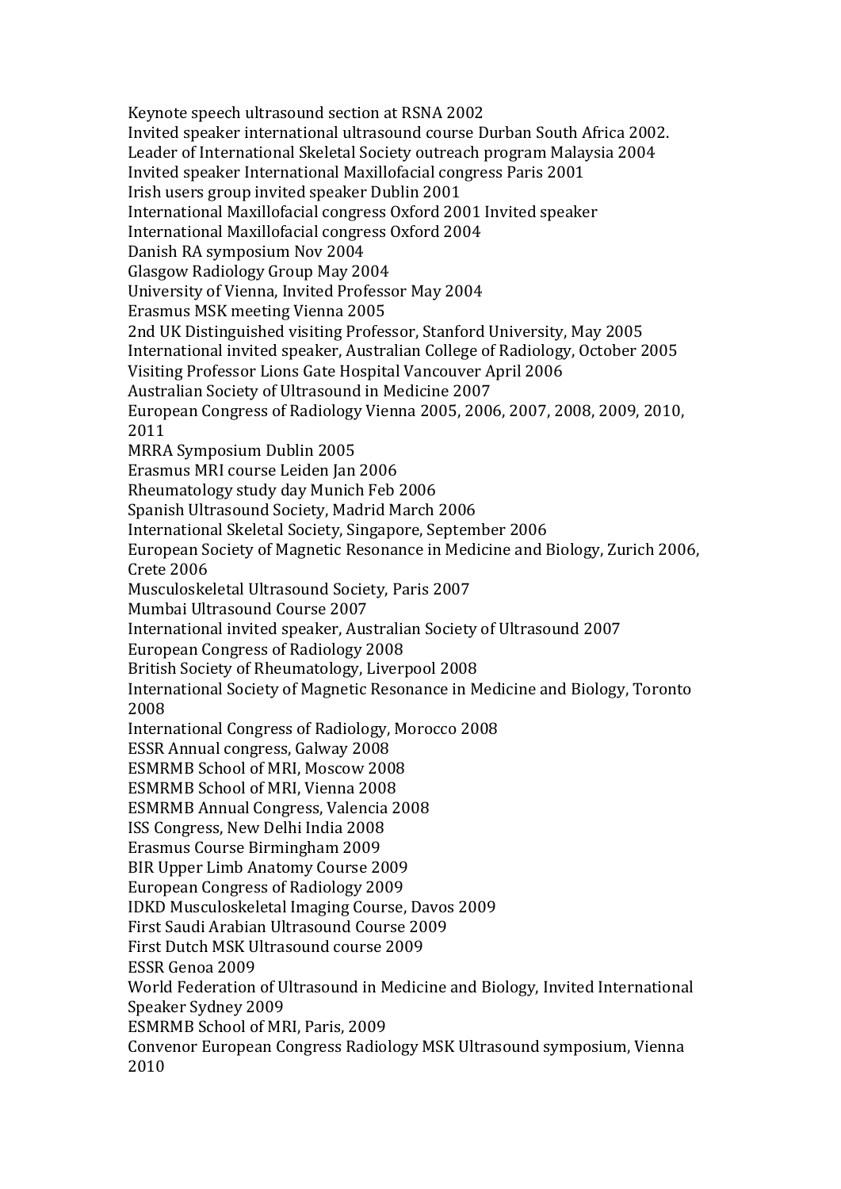Keynote speech ultrasound section at RSNA 2002
Invited speaker international ultrasound course Durban South Africa 2002.
Leader of International Skeletal Society outreach program Malaysia 2004
Invited speaker International Maxillofacial congress Paris 2001
Irish users group invited speaker Dublin 2001
International Maxillofacial congress Oxford 2001 Invited speaker
International Maxillofacial congress Oxford 2004
Danish RA symposium Nov 2004
Glasgow Radiology Group May 2004
University of Vienna, Invited Professor May 2004
Erasmus MSK meeting Vienna 2005
2nd UK Distinguished visiting Professor, Stanford University, May 2005
International invited speaker, Australian College of Radiology, October 2005
Visiting Professor Lions Gate Hospital Vancouver April 2006
Australian Society of Ultrasound in Medicine 2007
European Congress of Radiology Vienna 2005, 2006, 2007, 2008, 2009, 2010, 2011
MRRA Symposium Dublin 2005
Erasmus MRI course Leiden Jan 2006
Rheumatology study day Munich Feb 2006
Spanish Ultrasound Society, Madrid March 2006
International Skeletal Society, Singapore, September 2006
European Society of Magnetic Resonance in Medicine and Biology, Zurich 2006, Crete 2006
Musculoskeletal Ultrasound Society, Paris 2007
Mumbai Ultrasound Course 2007
International invited speaker, Australian Society of Ultrasound 2007
European Congress of Radiology 2008
British Society of Rheumatology, Liverpool 2008
International Society of Magnetic Resonance in Medicine and Biology, Toronto 2008
International Congress of Radiology, Morocco 2008
ESSR Annual congress, Galway 2008
ESMRMB School of MRI, Moscow 2008
ESMRMB School of MRI, Vienna 2008
ESMRMB Annual Congress, Valencia 2008
ISS Congress, New Delhi India 2008
Erasmus Course Birmingham 2009
BIR Upper Limb Anatomy Course 2009
European Congress of Radiology 2009
IDKD Musculoskeletal Imaging Course, Davos 2009
First Saudi Arabian Ultrasound Course 2009
First Dutch MSK Ultrasound course 2009
ESSR Genoa 2009
World Federation of Ultrasound in Medicine and Biology, Invited International Speaker Sydney 2009
ESMRMB School of MRI, Paris, 2009
Convenor European Congress Radiology MSK Ultrasound symposium, Vienna 2010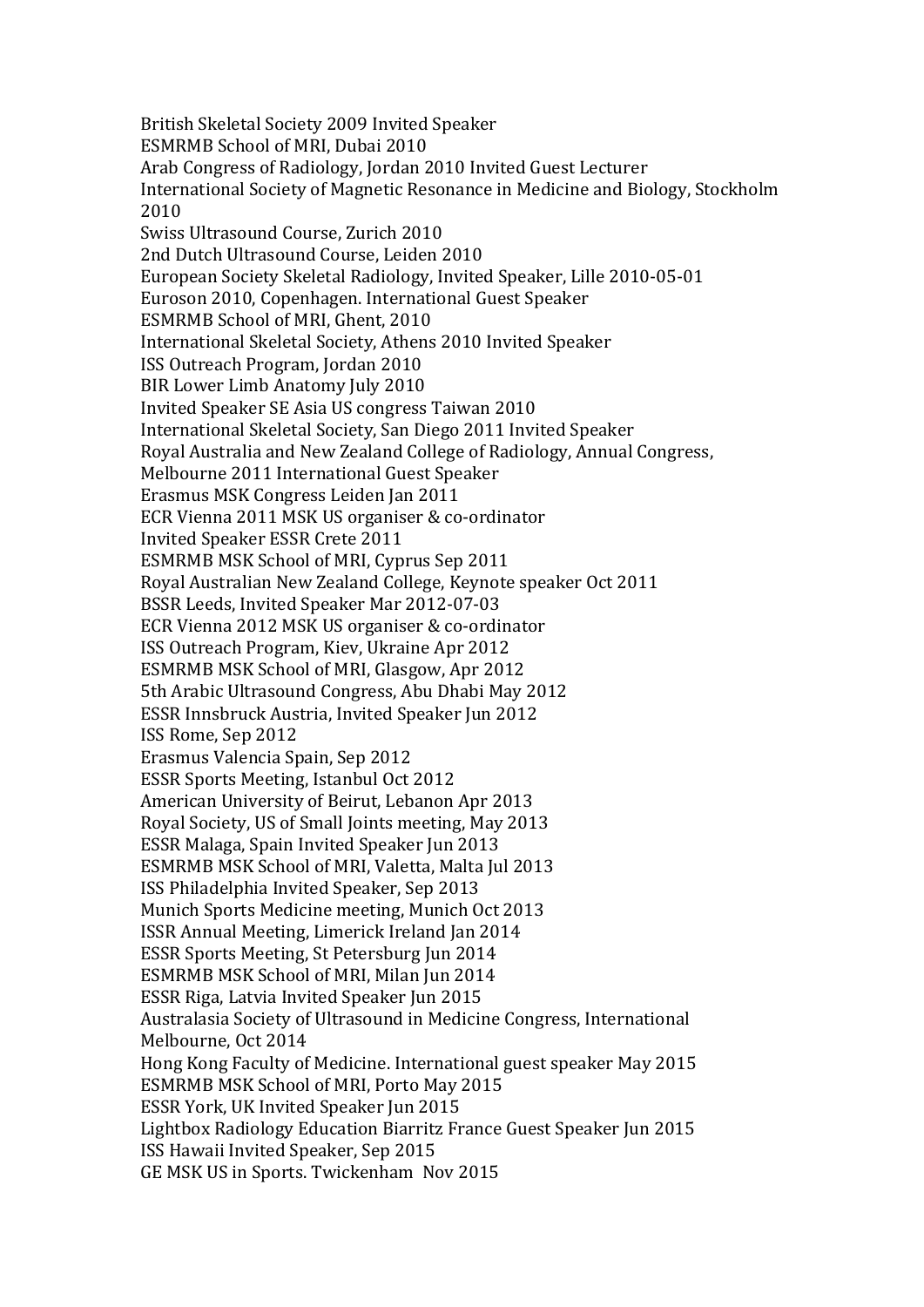British Skeletal Society 2009 Invited Speaker
ESMRMB School of MRI, Dubai 2010
Arab Congress of Radiology, Jordan 2010 Invited Guest Lecturer
International Society of Magnetic Resonance in Medicine and Biology, Stockholm 2010
Swiss Ultrasound Course, Zurich 2010
2nd Dutch Ultrasound Course, Leiden 2010
European Society Skeletal Radiology, Invited Speaker, Lille 2010-05-01
Euroson 2010, Copenhagen. International Guest Speaker
ESMRMB School of MRI, Ghent, 2010
International Skeletal Society, Athens 2010 Invited Speaker
ISS Outreach Program, Jordan 2010
BIR Lower Limb Anatomy July 2010
Invited Speaker SE Asia US congress Taiwan 2010
International Skeletal Society, San Diego 2011 Invited Speaker
Royal Australia and New Zealand College of Radiology, Annual Congress, Melbourne 2011 International Guest Speaker
Erasmus MSK Congress Leiden Jan 2011
ECR Vienna 2011 MSK US organiser & co-ordinator
Invited Speaker ESSR Crete 2011
ESMRMB MSK School of MRI, Cyprus Sep 2011
Royal Australian New Zealand College, Keynote speaker Oct 2011
BSSR Leeds, Invited Speaker Mar 2012-07-03
ECR Vienna 2012 MSK US organiser & co-ordinator
ISS Outreach Program, Kiev, Ukraine Apr 2012
ESMRMB MSK School of MRI, Glasgow, Apr 2012
5th Arabic Ultrasound Congress, Abu Dhabi May 2012
ESSR Innsbruck Austria, Invited Speaker Jun 2012
ISS Rome, Sep 2012
Erasmus Valencia Spain, Sep 2012
ESSR Sports Meeting, Istanbul Oct 2012
American University of Beirut, Lebanon Apr 2013
Royal Society, US of Small Joints meeting, May 2013
ESSR Malaga, Spain Invited Speaker Jun 2013
ESMRMB MSK School of MRI, Valetta, Malta Jul 2013
ISS Philadelphia Invited Speaker, Sep 2013
Munich Sports Medicine meeting, Munich Oct 2013
ISSR Annual Meeting, Limerick Ireland Jan 2014
ESSR Sports Meeting, St Petersburg Jun 2014
ESMRMB MSK School of MRI, Milan Jun 2014
ESSR Riga, Latvia Invited Speaker Jun 2015
Australasia Society of Ultrasound in Medicine Congress, International Melbourne, Oct 2014
Hong Kong Faculty of Medicine. International guest speaker May 2015
ESMRMB MSK School of MRI, Porto May 2015
ESSR York, UK Invited Speaker Jun 2015
Lightbox Radiology Education Biarritz France Guest Speaker Jun 2015
ISS Hawaii Invited Speaker, Sep 2015
GE MSK US in Sports. Twickenham Nov 2015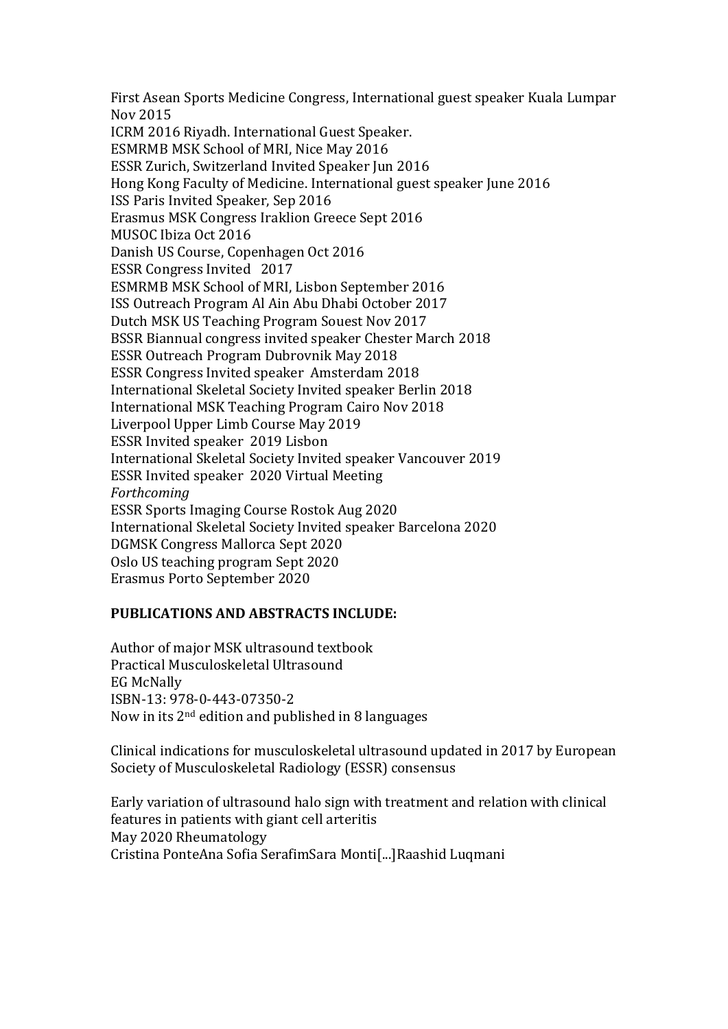First Asean Sports Medicine Congress, International guest speaker Kuala Lumpar Nov 2015
ICRM 2016 Riyadh. International Guest Speaker.
ESMRMB MSK School of MRI, Nice May 2016
ESSR Zurich, Switzerland Invited Speaker Jun 2016
Hong Kong Faculty of Medicine. International guest speaker June 2016
ISS Paris Invited Speaker, Sep 2016
Erasmus MSK Congress Iraklion Greece Sept 2016
MUSOC Ibiza Oct 2016
Danish US Course, Copenhagen Oct 2016
ESSR Congress Invited 2017
ESMRMB MSK School of MRI, Lisbon September 2016
ISS Outreach Program Al Ain Abu Dhabi October 2017
Dutch MSK US Teaching Program Souest Nov 2017
BSSR Biannual congress invited speaker Chester March 2018
ESSR Outreach Program Dubrovnik May 2018
ESSR Congress Invited speaker Amsterdam 2018
International Skeletal Society Invited speaker Berlin 2018
International MSK Teaching Program Cairo Nov 2018
Liverpool Upper Limb Course May 2019
ESSR Invited speaker 2019 Lisbon
International Skeletal Society Invited speaker Vancouver 2019
ESSR Invited speaker 2020 Virtual Meeting
*Forthcoming*
ESSR Sports Imaging Course Rostok Aug 2020
International Skeletal Society Invited speaker Barcelona 2020
DGMSK Congress Mallorca Sept 2020
Oslo US teaching program Sept 2020
Erasmus Porto September 2020

**PUBLICATIONS AND ABSTRACTS INCLUDE:**

Author of major MSK ultrasound textbook
Practical Musculoskeletal Ultrasound
EG McNally
ISBN-13: 978-0-443-07350-2
Now in its 2nd edition and published in 8 languages

Clinical indications for musculoskeletal ultrasound updated in 2017 by European Society of Musculoskeletal Radiology (ESSR) consensus

Early variation of ultrasound halo sign with treatment and relation with clinical features in patients with giant cell arteritis
May 2020 Rheumatology
Cristina PonteAna Sofia SerafimSara Monti[...]Raashid Luqmani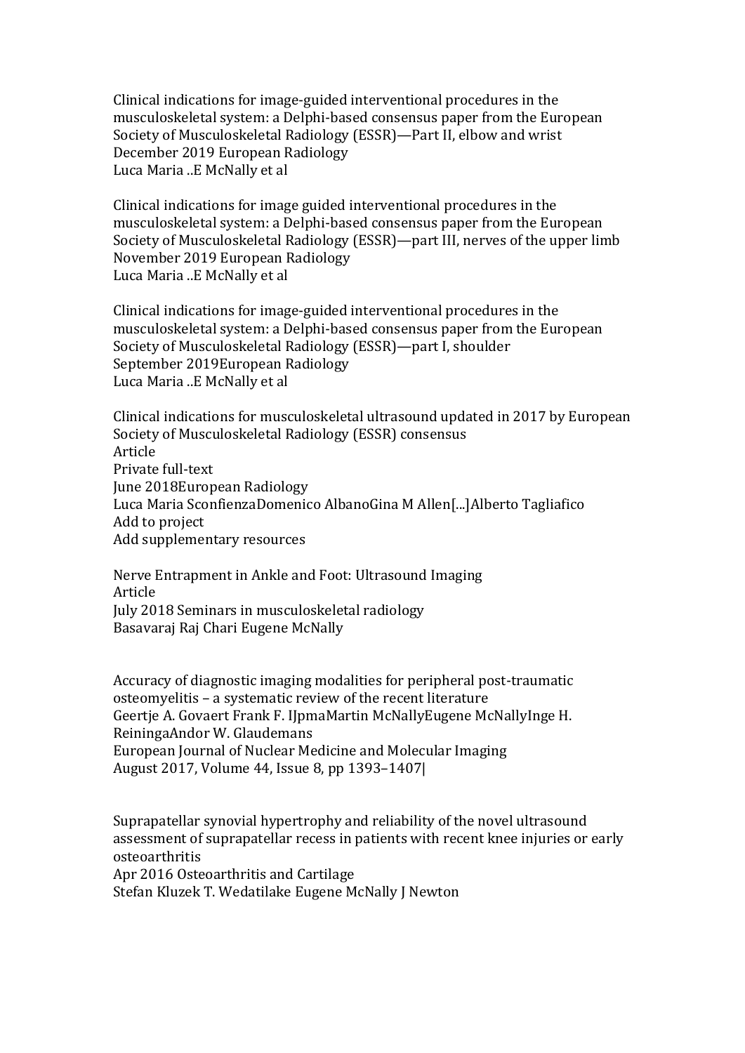Clinical indications for image-guided interventional procedures in the musculoskeletal system: a Delphi-based consensus paper from the European Society of Musculoskeletal Radiology (ESSR)—Part II, elbow and wrist
December 2019 European Radiology
Luca Maria ..E McNally et al

Clinical indications for image guided interventional procedures in the musculoskeletal system: a Delphi-based consensus paper from the European Society of Musculoskeletal Radiology (ESSR)—part III, nerves of the upper limb
November 2019 European Radiology
Luca Maria ..E McNally et al

Clinical indications for image-guided interventional procedures in the musculoskeletal system: a Delphi-based consensus paper from the European Society of Musculoskeletal Radiology (ESSR)—part I, shoulder
September 2019European Radiology
Luca Maria ..E McNally et al

Clinical indications for musculoskeletal ultrasound updated in 2017 by European Society of Musculoskeletal Radiology (ESSR) consensus
Article
Private full-text
June 2018European Radiology
Luca Maria SconfienzaDomenico AlbanoGina M Allen[...]Alberto Tagliafico
Add to project
Add supplementary resources

Nerve Entrapment in Ankle and Foot: Ultrasound Imaging
Article
July 2018 Seminars in musculoskeletal radiology
Basavaraj Raj Chari Eugene McNally

Accuracy of diagnostic imaging modalities for peripheral post-traumatic osteomyelitis – a systematic review of the recent literature
Geertje A. Govaert Frank F. IJpmaMartin McNallyEugene McNallyInge H. ReiningaAndor W. Glaudemans
European Journal of Nuclear Medicine and Molecular Imaging
August 2017, Volume 44, Issue 8, pp 1393–1407|

Suprapatellar synovial hypertrophy and reliability of the novel ultrasound assessment of suprapatellar recess in patients with recent knee injuries or early osteoarthritis
Apr 2016 Osteoarthritis and Cartilage
Stefan Kluzek T. Wedatilake Eugene McNally J Newton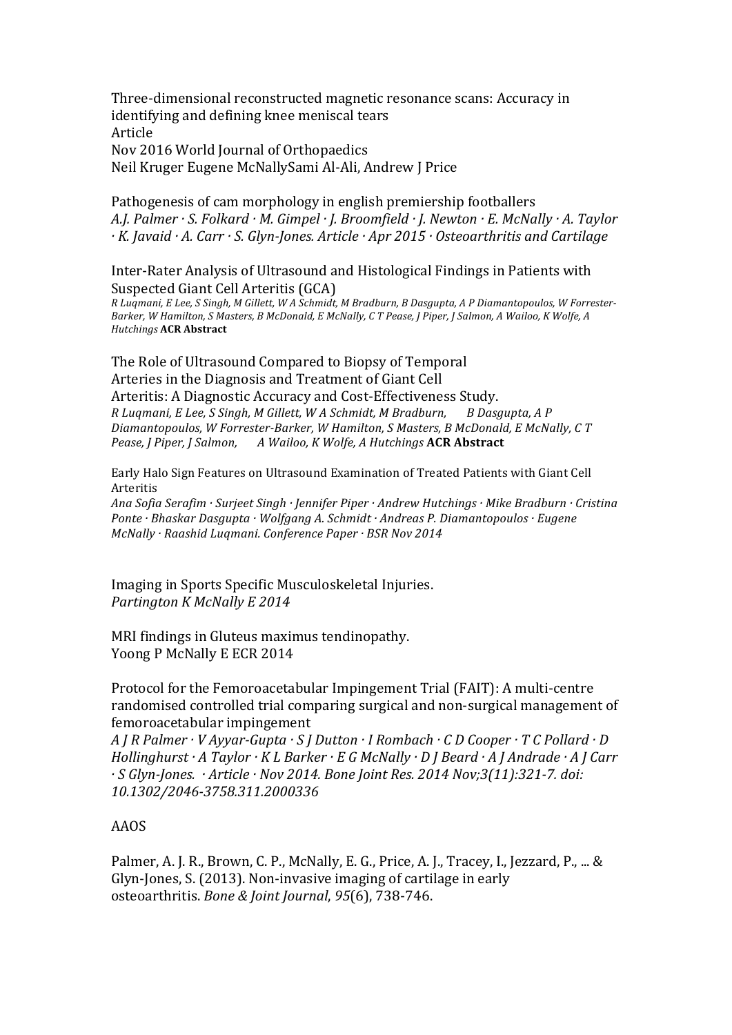Three-dimensional reconstructed magnetic resonance scans: Accuracy in identifying and defining knee meniscal tears
Article
Nov 2016 World Journal of Orthopaedics
Neil Kruger Eugene McNallySami Al-Ali, Andrew J Price

Pathogenesis of cam morphology in english premiership footballers
*A.J. Palmer · S. Folkard · M. Gimpel · J. Broomfield · J. Newton · E. McNally · A. Taylor · K. Javaid · A. Carr · S. Glyn-Jones. Article · Apr 2015 · Osteoarthritis and Cartilage*

Inter-Rater Analysis of Ultrasound and Histological Findings in Patients with Suspected Giant Cell Arteritis (GCA)
*R Luqmani, E Lee, S Singh, M Gillett, W A Schmidt, M Bradburn, B Dasgupta, A P Diamantopoulos, W Forrester-Barker, W Hamilton, S Masters, B McDonald, E McNally, C T Pease, J Piper, J Salmon, A Wailoo, K Wolfe, A Hutchings* **ACR Abstract**

The Role of Ultrasound Compared to Biopsy of Temporal Arteries in the Diagnosis and Treatment of Giant Cell Arteritis: A Diagnostic Accuracy and Cost-Effectiveness Study.
*R Luqmani, E Lee, S Singh, M Gillett, W A Schmidt, M Bradburn, B Dasgupta, A P Diamantopoulos, W Forrester-Barker, W Hamilton, S Masters, B McDonald, E McNally, C T Pease, J Piper, J Salmon, A Wailoo, K Wolfe, A Hutchings* **ACR Abstract**

Early Halo Sign Features on Ultrasound Examination of Treated Patients with Giant Cell Arteritis
*Ana Sofia Serafim · Surjeet Singh · Jennifer Piper · Andrew Hutchings · Mike Bradburn · Cristina Ponte · Bhaskar Dasgupta · Wolfgang A. Schmidt · Andreas P. Diamantopoulos · Eugene McNally · Raashid Luqmani. Conference Paper · BSR Nov 2014*

Imaging in Sports Specific Musculoskeletal Injuries.
*Partington K McNally E 2014*

MRI findings in Gluteus maximus tendinopathy.
Yoong P McNally E ECR 2014

Protocol for the Femoroacetabular Impingement Trial (FAIT): A multi-centre randomised controlled trial comparing surgical and non-surgical management of femoroacetabular impingement
*A J R Palmer · V Ayyar-Gupta · S J Dutton · I Rombach · C D Cooper · T C Pollard · D Hollinghurst · A Taylor · K L Barker · E G McNally · D J Beard · A J Andrade · A J Carr · S Glyn-Jones. · Article · Nov 2014. Bone Joint Res. 2014 Nov;3(11):321-7. doi: 10.1302/2046-3758.311.2000336*

AAOS

Palmer, A. J. R., Brown, C. P., McNally, E. G., Price, A. J., Tracey, I., Jezzard, P., ... & Glyn-Jones, S. (2013). Non-invasive imaging of cartilage in early osteoarthritis. *Bone & Joint Journal*, *95*(6), 738-746.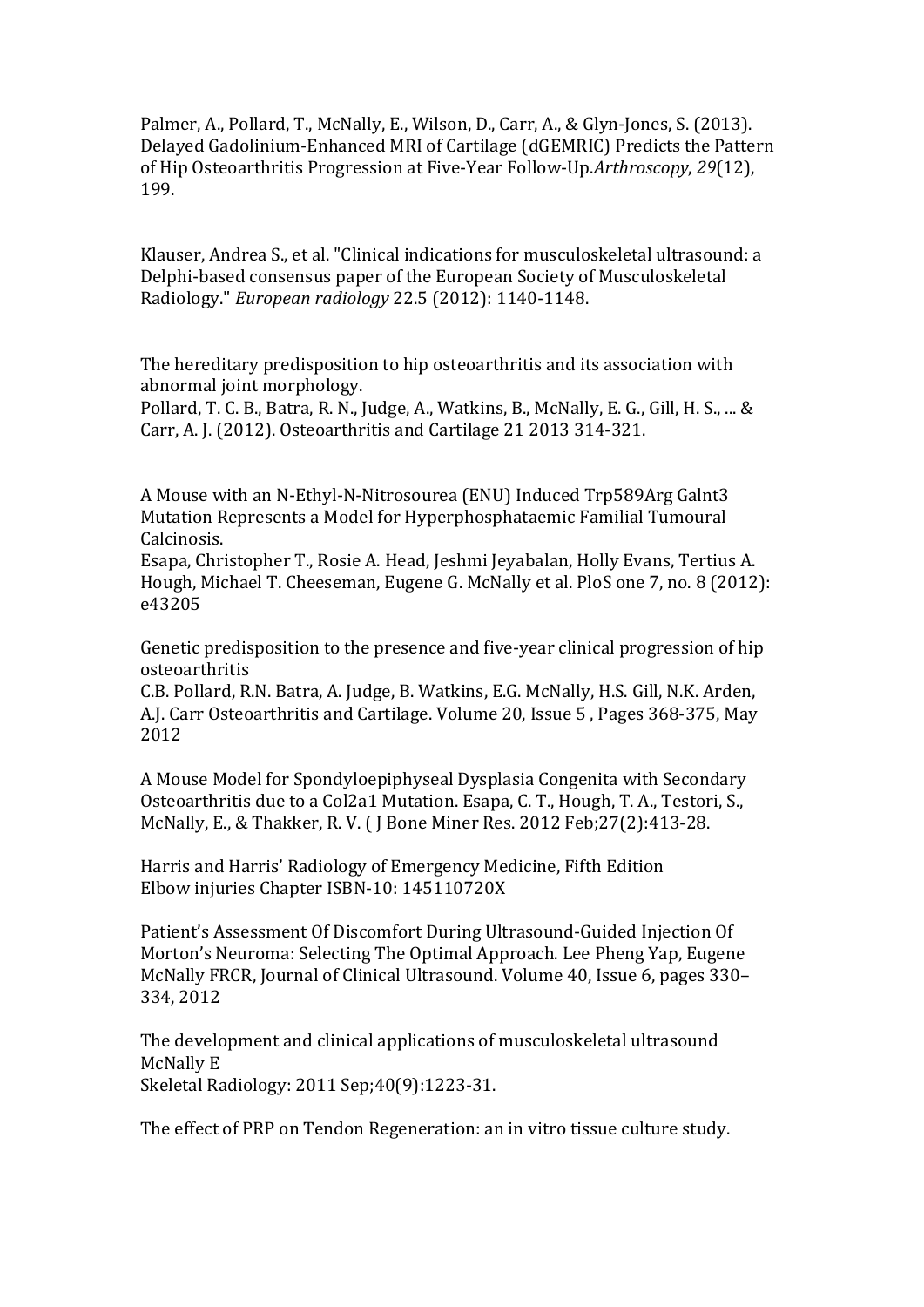Palmer, A., Pollard, T., McNally, E., Wilson, D., Carr, A., & Glyn-Jones, S. (2013). Delayed Gadolinium-Enhanced MRI of Cartilage (dGEMRIC) Predicts the Pattern of Hip Osteoarthritis Progression at Five-Year Follow-Up.*Arthroscopy*, *29*(12), 199.

Klauser, Andrea S., et al. "Clinical indications for musculoskeletal ultrasound: a Delphi-based consensus paper of the European Society of Musculoskeletal Radiology." *European radiology* 22.5 (2012): 1140-1148.

The hereditary predisposition to hip osteoarthritis and its association with abnormal joint morphology.
Pollard, T. C. B., Batra, R. N., Judge, A., Watkins, B., McNally, E. G., Gill, H. S., ... & Carr, A. J. (2012). Osteoarthritis and Cartilage 21 2013 314-321.

A Mouse with an N-Ethyl-N-Nitrosourea (ENU) Induced Trp589Arg Galnt3 Mutation Represents a Model for Hyperphosphataemic Familial Tumoural Calcinosis.
Esapa, Christopher T., Rosie A. Head, Jeshmi Jeyabalan, Holly Evans, Tertius A. Hough, Michael T. Cheeseman, Eugene G. McNally et al. PloS one 7, no. 8 (2012): e43205

Genetic predisposition to the presence and five-year clinical progression of hip osteoarthritis
C.B. Pollard, R.N. Batra, A. Judge, B. Watkins, E.G. McNally, H.S. Gill, N.K. Arden, A.J. Carr Osteoarthritis and Cartilage. Volume 20, Issue 5 , Pages 368-375, May 2012

A Mouse Model for Spondyloepiphyseal Dysplasia Congenita with Secondary Osteoarthritis due to a Col2a1 Mutation. Esapa, C. T., Hough, T. A., Testori, S., McNally, E., & Thakker, R. V. ( J Bone Miner Res. 2012 Feb;27(2):413-28.

Harris and Harris' Radiology of Emergency Medicine, Fifth Edition
Elbow injuries Chapter ISBN-10: 145110720X

Patient's Assessment Of Discomfort During Ultrasound-Guided Injection Of Morton's Neuroma: Selecting The Optimal Approach. Lee Pheng Yap, Eugene McNally FRCR, Journal of Clinical Ultrasound. Volume 40, Issue 6, pages 330–334, 2012

The development and clinical applications of musculoskeletal ultrasound
McNally E
Skeletal Radiology: 2011 Sep;40(9):1223-31.

The effect of PRP on Tendon Regeneration: an in vitro tissue culture study.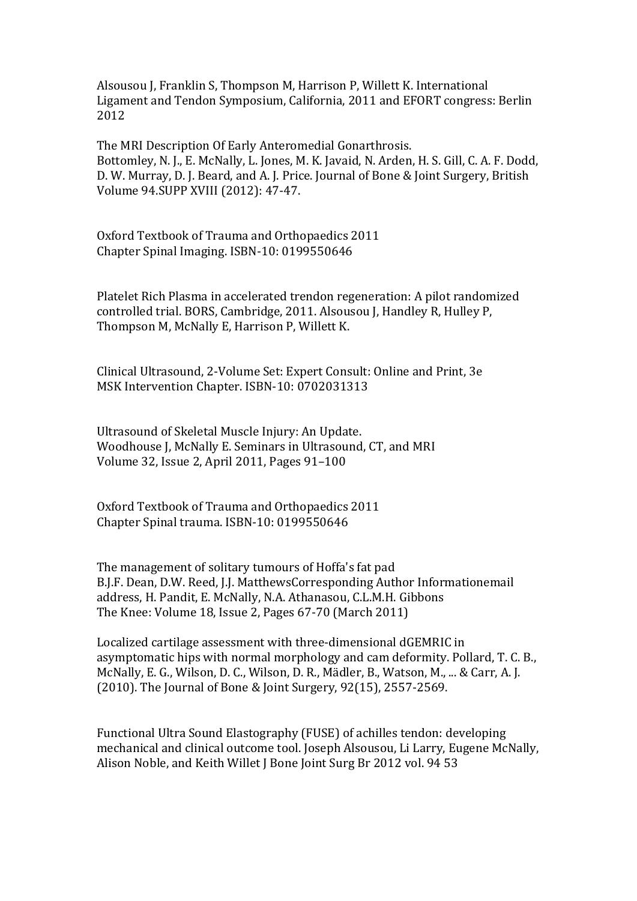Alsousou J, Franklin S, Thompson M, Harrison P, Willett K. International Ligament and Tendon Symposium, California, 2011 and EFORT congress: Berlin 2012

The MRI Description Of Early Anteromedial Gonarthrosis.
Bottomley, N. J., E. McNally, L. Jones, M. K. Javaid, N. Arden, H. S. Gill, C. A. F. Dodd, D. W. Murray, D. J. Beard, and A. J. Price. Journal of Bone & Joint Surgery, British Volume 94.SUPP XVIII (2012): 47-47.

Oxford Textbook of Trauma and Orthopaedics 2011
Chapter Spinal Imaging. ISBN-10: 0199550646

Platelet Rich Plasma in accelerated trendon regeneration: A pilot randomized controlled trial. BORS, Cambridge, 2011. Alsousou J, Handley R, Hulley P, Thompson M, McNally E, Harrison P, Willett K.

Clinical Ultrasound, 2-Volume Set: Expert Consult: Online and Print, 3e
MSK Intervention Chapter. ISBN-10: 0702031313

Ultrasound of Skeletal Muscle Injury: An Update.
Woodhouse J, McNally E. Seminars in Ultrasound, CT, and MRI
Volume 32, Issue 2, April 2011, Pages 91–100

Oxford Textbook of Trauma and Orthopaedics 2011
Chapter Spinal trauma. ISBN-10: 0199550646

The management of solitary tumours of Hoffa's fat pad
B.J.F. Dean, D.W. Reed, J.J. MatthewsCorresponding Author Informationemail address, H. Pandit, E. McNally, N.A. Athanasou, C.L.M.H. Gibbons
The Knee: Volume 18, Issue 2, Pages 67-70 (March 2011)

Localized cartilage assessment with three-dimensional dGEMRIC in asymptomatic hips with normal morphology and cam deformity. Pollard, T. C. B., McNally, E. G., Wilson, D. C., Wilson, D. R., Mädler, B., Watson, M., ... & Carr, A. J. (2010). The Journal of Bone & Joint Surgery, 92(15), 2557-2569.

Functional Ultra Sound Elastography (FUSE) of achilles tendon: developing mechanical and clinical outcome tool. Joseph Alsousou, Li Larry, Eugene McNally, Alison Noble, and Keith Willet J Bone Joint Surg Br 2012 vol. 94 53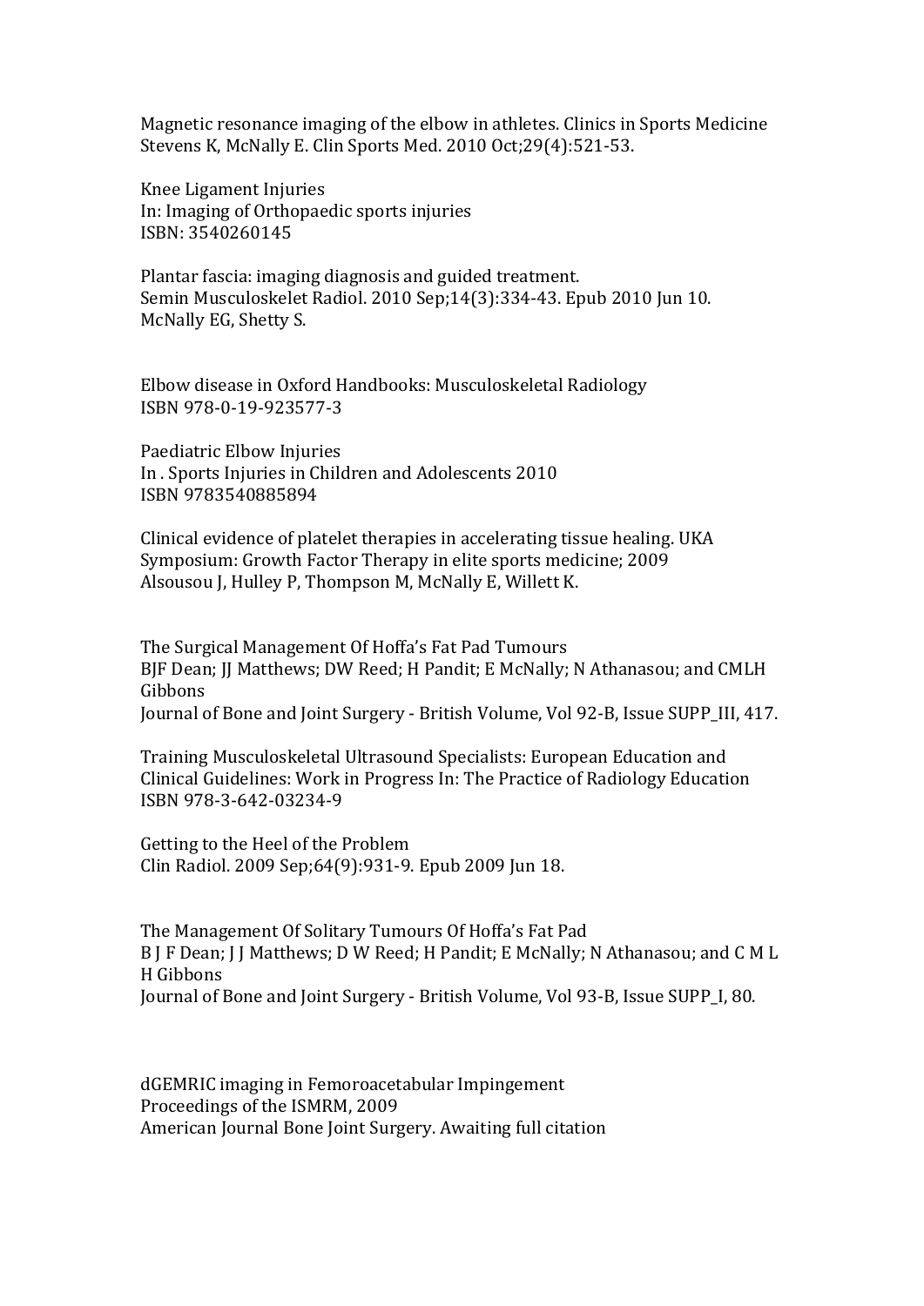Magnetic resonance imaging of the elbow in athletes. Clinics in Sports Medicine
Stevens K, McNally E. Clin Sports Med. 2010 Oct;29(4):521-53.

Knee Ligament Injuries
In: Imaging of Orthopaedic sports injuries
ISBN: 3540260145

Plantar fascia: imaging diagnosis and guided treatment.
Semin Musculoskelet Radiol. 2010 Sep;14(3):334-43. Epub 2010 Jun 10.
McNally EG, Shetty S.

Elbow disease in Oxford Handbooks: Musculoskeletal Radiology
ISBN 978-0-19-923577-3

Paediatric Elbow Injuries
In . Sports Injuries in Children and Adolescents 2010
ISBN 9783540885894

Clinical evidence of platelet therapies in accelerating tissue healing. UKA Symposium: Growth Factor Therapy in elite sports medicine; 2009
Alsousou J, Hulley P, Thompson M, McNally E, Willett K.

The Surgical Management Of Hoffa's Fat Pad Tumours
BJF Dean; JJ Matthews; DW Reed; H Pandit; E McNally; N Athanasou; and CMLH Gibbons
Journal of Bone and Joint Surgery - British Volume, Vol 92-B, Issue SUPP_III, 417.

Training Musculoskeletal Ultrasound Specialists: European Education and Clinical Guidelines: Work in Progress In: The Practice of Radiology Education
ISBN 978-3-642-03234-9

Getting to the Heel of the Problem
Clin Radiol. 2009 Sep;64(9):931-9. Epub 2009 Jun 18.

The Management Of Solitary Tumours Of Hoffa's Fat Pad
B J F Dean; J J Matthews; D W Reed; H Pandit; E McNally; N Athanasou; and C M L H Gibbons
Journal of Bone and Joint Surgery - British Volume, Vol 93-B, Issue SUPP_I, 80.

dGEMRIC imaging in Femoroacetabular Impingement
Proceedings of the ISMRM, 2009
American Journal Bone Joint Surgery. Awaiting full citation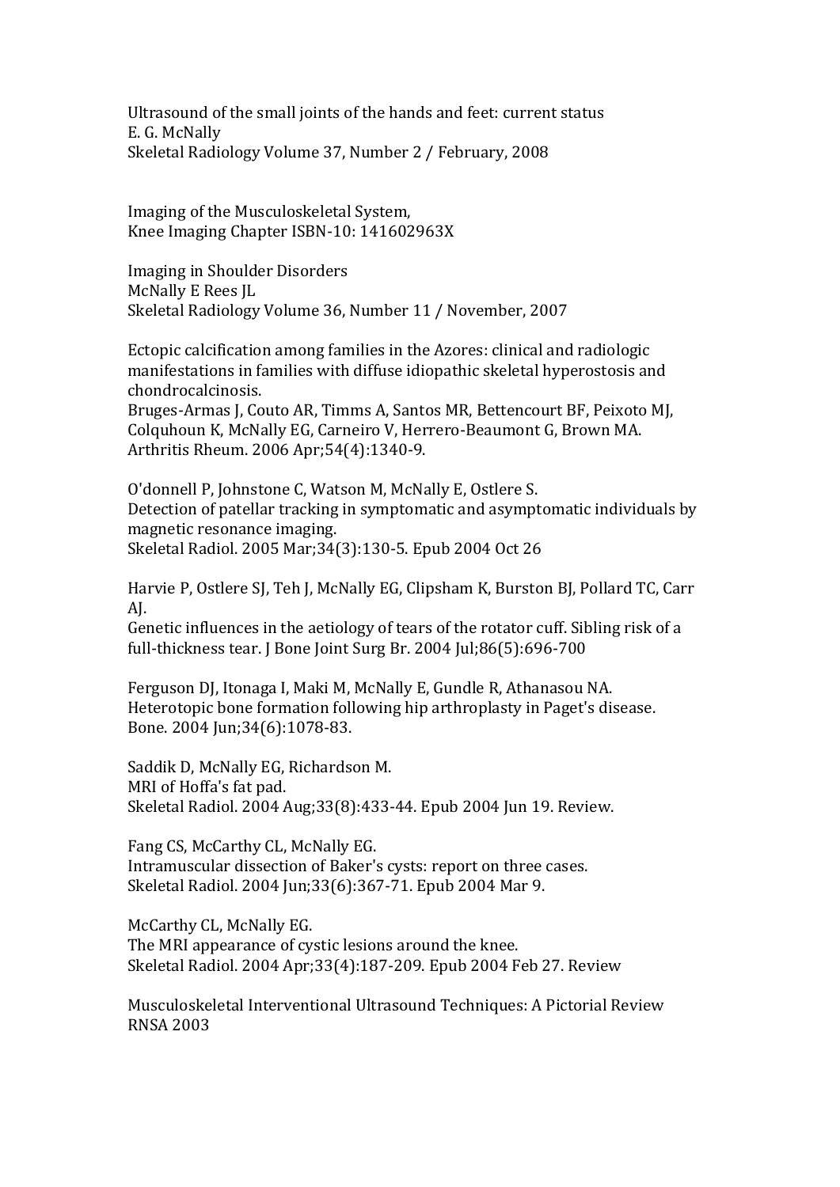Ultrasound of the small joints of the hands and feet: current status
E. G. McNally
Skeletal Radiology Volume 37, Number 2 / February, 2008

Imaging of the Musculoskeletal System,
Knee Imaging Chapter ISBN-10: 141602963X

Imaging in Shoulder Disorders
McNally E Rees JL
Skeletal Radiology Volume 36, Number 11 / November, 2007

Ectopic calcification among families in the Azores: clinical and radiologic manifestations in families with diffuse idiopathic skeletal hyperostosis and chondrocalcinosis.
Bruges-Armas J, Couto AR, Timms A, Santos MR, Bettencourt BF, Peixoto MJ, Colquhoun K, McNally EG, Carneiro V, Herrero-Beaumont G, Brown MA.
Arthritis Rheum. 2006 Apr;54(4):1340-9.

O'donnell P, Johnstone C, Watson M, McNally E, Ostlere S.
Detection of patellar tracking in symptomatic and asymptomatic individuals by magnetic resonance imaging.
Skeletal Radiol. 2005 Mar;34(3):130-5. Epub 2004 Oct 26

Harvie P, Ostlere SJ, Teh J, McNally EG, Clipsham K, Burston BJ, Pollard TC, Carr AJ.
Genetic influences in the aetiology of tears of the rotator cuff. Sibling risk of a full-thickness tear. J Bone Joint Surg Br. 2004 Jul;86(5):696-700

Ferguson DJ, Itonaga I, Maki M, McNally E, Gundle R, Athanasou NA.
Heterotopic bone formation following hip arthroplasty in Paget's disease.
Bone. 2004 Jun;34(6):1078-83.

Saddik D, McNally EG, Richardson M.
MRI of Hoffa's fat pad.
Skeletal Radiol. 2004 Aug;33(8):433-44. Epub 2004 Jun 19. Review.

Fang CS, McCarthy CL, McNally EG.
Intramuscular dissection of Baker's cysts: report on three cases.
Skeletal Radiol. 2004 Jun;33(6):367-71. Epub 2004 Mar 9.

McCarthy CL, McNally EG.
The MRI appearance of cystic lesions around the knee.
Skeletal Radiol. 2004 Apr;33(4):187-209. Epub 2004 Feb 27. Review

Musculoskeletal Interventional Ultrasound Techniques: A Pictorial Review
RNSA 2003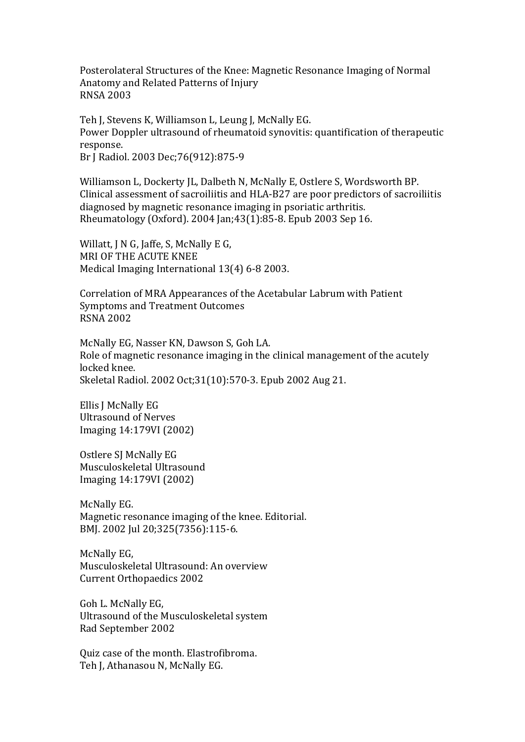Posterolateral Structures of the Knee: Magnetic Resonance Imaging of Normal Anatomy and Related Patterns of Injury
RNSA 2003

Teh J, Stevens K, Williamson L, Leung J, McNally EG.
Power Doppler ultrasound of rheumatoid synovitis: quantification of therapeutic response.
Br J Radiol. 2003 Dec;76(912):875-9

Williamson L, Dockerty JL, Dalbeth N, McNally E, Ostlere S, Wordsworth BP.
Clinical assessment of sacroiliitis and HLA-B27 are poor predictors of sacroiliitis diagnosed by magnetic resonance imaging in psoriatic arthritis.
Rheumatology (Oxford). 2004 Jan;43(1):85-8. Epub 2003 Sep 16.

Willatt, J N G, Jaffe, S, McNally E G,
MRI OF THE ACUTE KNEE
Medical Imaging International 13(4) 6-8 2003.

Correlation of MRA Appearances of the Acetabular Labrum with Patient Symptoms and Treatment Outcomes
RSNA 2002

McNally EG, Nasser KN, Dawson S, Goh LA.
Role of magnetic resonance imaging in the clinical management of the acutely locked knee.
Skeletal Radiol. 2002 Oct;31(10):570-3. Epub 2002 Aug 21.

Ellis J McNally EG
Ultrasound of Nerves
Imaging 14:179VI (2002)

Ostlere SJ McNally EG
Musculoskeletal Ultrasound
Imaging 14:179VI (2002)

McNally EG.
Magnetic resonance imaging of the knee. Editorial.
BMJ. 2002 Jul 20;325(7356):115-6.

McNally EG,
Musculoskeletal Ultrasound: An overview
Current Orthopaedics 2002

Goh L. McNally EG,
Ultrasound of the Musculoskeletal system
Rad September 2002

Quiz case of the month. Elastrofibroma.
Teh J, Athanasou N, McNally EG.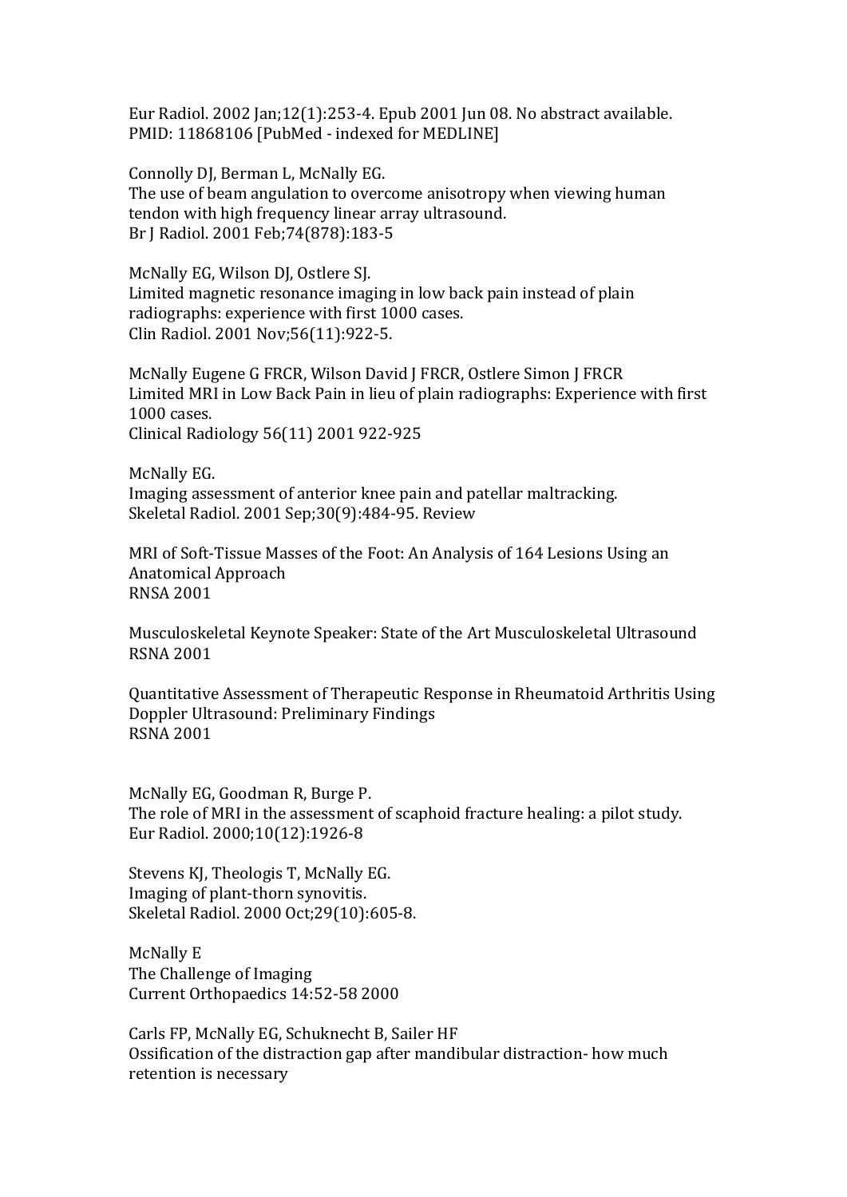Eur Radiol. 2002 Jan;12(1):253-4. Epub 2001 Jun 08. No abstract available.
PMID: 11868106 [PubMed - indexed for MEDLINE]

Connolly DJ, Berman L, McNally EG.
The use of beam angulation to overcome anisotropy when viewing human tendon with high frequency linear array ultrasound.
Br J Radiol. 2001 Feb;74(878):183-5

McNally EG, Wilson DJ, Ostlere SJ.
Limited magnetic resonance imaging in low back pain instead of plain radiographs: experience with first 1000 cases.
Clin Radiol. 2001 Nov;56(11):922-5.

McNally Eugene G FRCR, Wilson David J FRCR, Ostlere Simon J FRCR
Limited MRI in Low Back Pain in lieu of plain radiographs: Experience with first 1000 cases.
Clinical Radiology 56(11) 2001 922-925

McNally EG.
Imaging assessment of anterior knee pain and patellar maltracking.
Skeletal Radiol. 2001 Sep;30(9):484-95. Review

MRI of Soft-Tissue Masses of the Foot: An Analysis of 164 Lesions Using an Anatomical Approach
RNSA 2001

Musculoskeletal Keynote Speaker: State of the Art Musculoskeletal Ultrasound
RSNA 2001

Quantitative Assessment of Therapeutic Response in Rheumatoid Arthritis Using Doppler Ultrasound: Preliminary Findings
RSNA 2001

McNally EG, Goodman R, Burge P.
The role of MRI in the assessment of scaphoid fracture healing: a pilot study.
Eur Radiol. 2000;10(12):1926-8

Stevens KJ, Theologis T, McNally EG.
Imaging of plant-thorn synovitis.
Skeletal Radiol. 2000 Oct;29(10):605-8.

McNally E
The Challenge of Imaging
Current Orthopaedics 14:52-58 2000

Carls FP, McNally EG, Schuknecht B, Sailer HF
Ossification of the distraction gap after mandibular distraction- how much retention is necessary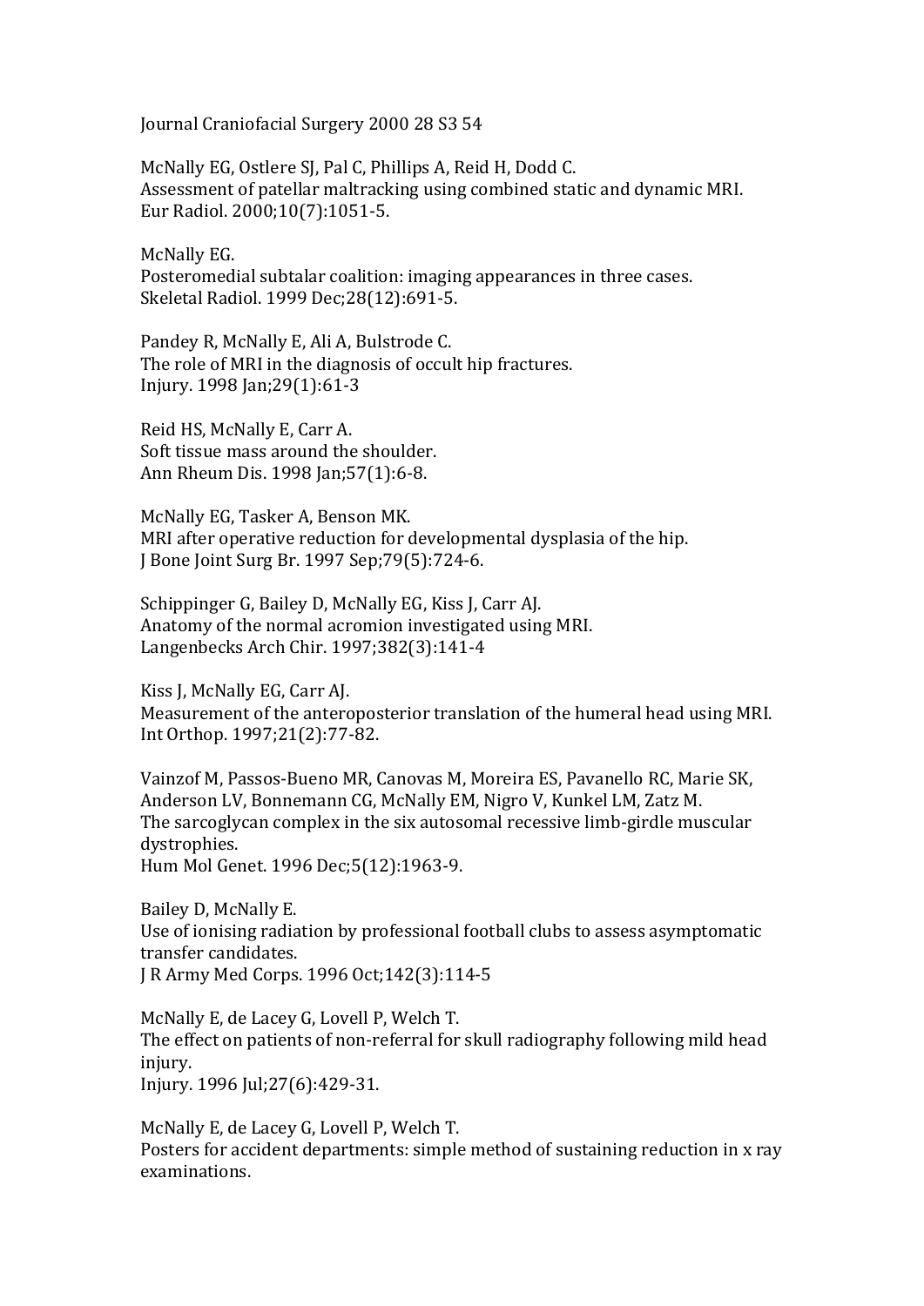Journal Craniofacial Surgery 2000 28 S3 54

McNally EG, Ostlere SJ, Pal C, Phillips A, Reid H, Dodd C.
Assessment of patellar maltracking using combined static and dynamic MRI.
Eur Radiol. 2000;10(7):1051-5.

McNally EG.
Posteromedial subtalar coalition: imaging appearances in three cases.
Skeletal Radiol. 1999 Dec;28(12):691-5.

Pandey R, McNally E, Ali A, Bulstrode C.
The role of MRI in the diagnosis of occult hip fractures.
Injury. 1998 Jan;29(1):61-3

Reid HS, McNally E, Carr A.
Soft tissue mass around the shoulder.
Ann Rheum Dis. 1998 Jan;57(1):6-8.

McNally EG, Tasker A, Benson MK.
MRI after operative reduction for developmental dysplasia of the hip.
J Bone Joint Surg Br. 1997 Sep;79(5):724-6.

Schippinger G, Bailey D, McNally EG, Kiss J, Carr AJ.
Anatomy of the normal acromion investigated using MRI.
Langenbecks Arch Chir. 1997;382(3):141-4

Kiss J, McNally EG, Carr AJ.
Measurement of the anteroposterior translation of the humeral head using MRI.
Int Orthop. 1997;21(2):77-82.

Vainzof M, Passos-Bueno MR, Canovas M, Moreira ES, Pavanello RC, Marie SK, Anderson LV, Bonnemann CG, McNally EM, Nigro V, Kunkel LM, Zatz M.
The sarcoglycan complex in the six autosomal recessive limb-girdle muscular dystrophies.
Hum Mol Genet. 1996 Dec;5(12):1963-9.

Bailey D, McNally E.
Use of ionising radiation by professional football clubs to assess asymptomatic transfer candidates.
J R Army Med Corps. 1996 Oct;142(3):114-5

McNally E, de Lacey G, Lovell P, Welch T.
The effect on patients of non-referral for skull radiography following mild head injury.
Injury. 1996 Jul;27(6):429-31.

McNally E, de Lacey G, Lovell P, Welch T.
Posters for accident departments: simple method of sustaining reduction in x ray examinations.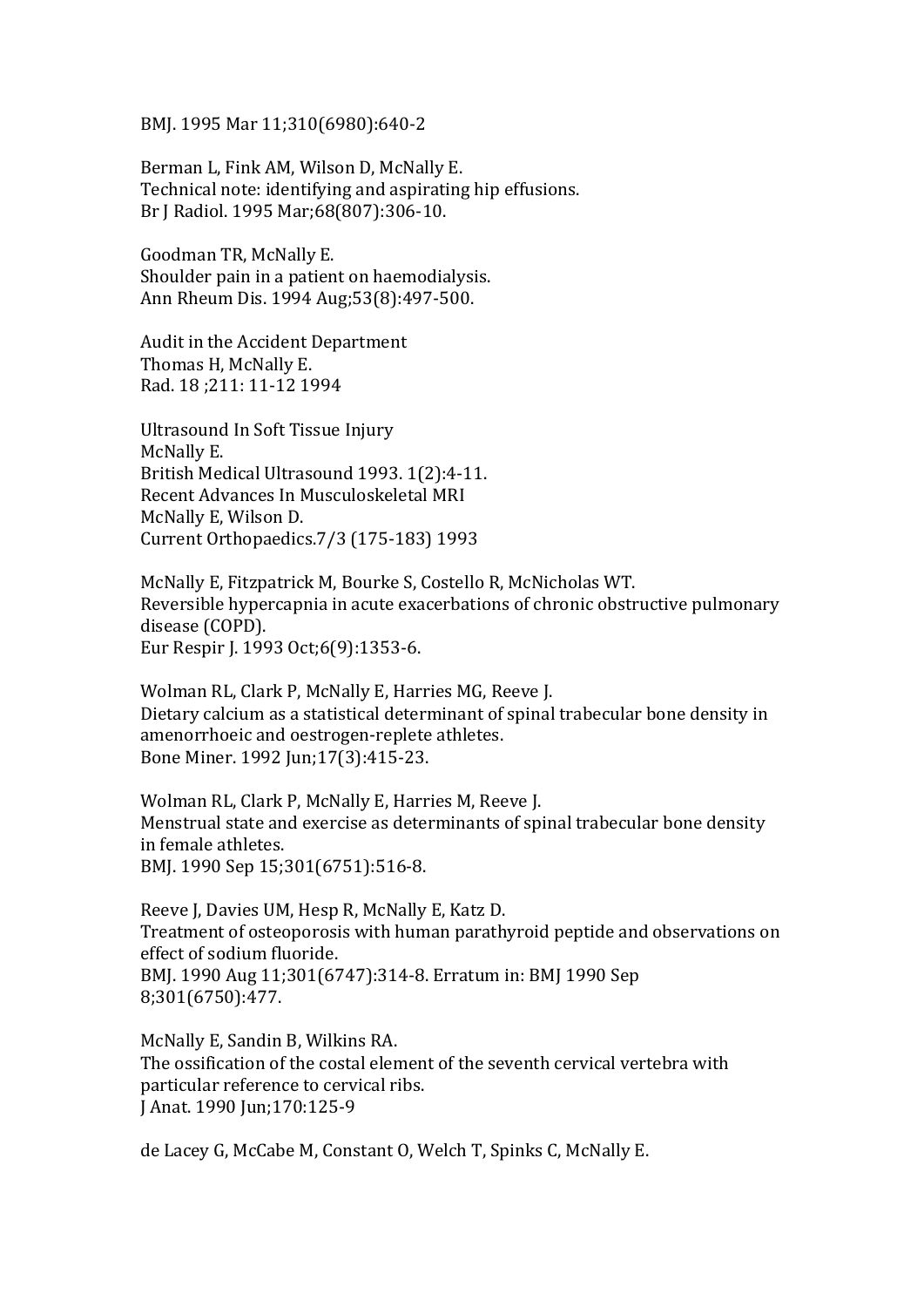BMJ. 1995 Mar 11;310(6980):640-2

Berman L, Fink AM, Wilson D, McNally E.
Technical note: identifying and aspirating hip effusions.
Br J Radiol. 1995 Mar;68(807):306-10.

Goodman TR, McNally E.
Shoulder pain in a patient on haemodialysis.
Ann Rheum Dis. 1994 Aug;53(8):497-500.

Audit in the Accident Department
Thomas H, McNally E.
Rad. 18 ;211: 11-12 1994

Ultrasound In Soft Tissue Injury
McNally E.
British Medical Ultrasound 1993. 1(2):4-11.
Recent Advances In Musculoskeletal MRI
McNally E, Wilson D.
Current Orthopaedics.7/3 (175-183) 1993

McNally E, Fitzpatrick M, Bourke S, Costello R, McNicholas WT.
Reversible hypercapnia in acute exacerbations of chronic obstructive pulmonary disease (COPD).
Eur Respir J. 1993 Oct;6(9):1353-6.

Wolman RL, Clark P, McNally E, Harries MG, Reeve J.
Dietary calcium as a statistical determinant of spinal trabecular bone density in amenorrhoeic and oestrogen-replete athletes.
Bone Miner. 1992 Jun;17(3):415-23.

Wolman RL, Clark P, McNally E, Harries M, Reeve J.
Menstrual state and exercise as determinants of spinal trabecular bone density in female athletes.
BMJ. 1990 Sep 15;301(6751):516-8.

Reeve J, Davies UM, Hesp R, McNally E, Katz D.
Treatment of osteoporosis with human parathyroid peptide and observations on effect of sodium fluoride.
BMJ. 1990 Aug 11;301(6747):314-8. Erratum in: BMJ 1990 Sep 8;301(6750):477.

McNally E, Sandin B, Wilkins RA.
The ossification of the costal element of the seventh cervical vertebra with particular reference to cervical ribs.
J Anat. 1990 Jun;170:125-9

de Lacey G, McCabe M, Constant O, Welch T, Spinks C, McNally E.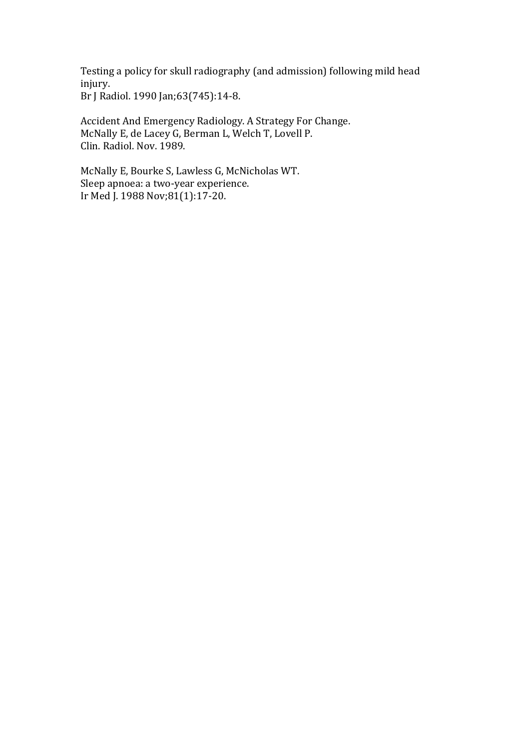Testing a policy for skull radiography (and admission) following mild head injury.
Br J Radiol. 1990 Jan;63(745):14-8.

Accident And Emergency Radiology. A Strategy For Change.
McNally E, de Lacey G, Berman L, Welch T, Lovell P.
Clin. Radiol. Nov. 1989.

McNally E, Bourke S, Lawless G, McNicholas WT.
Sleep apnoea: a two-year experience.
Ir Med J. 1988 Nov;81(1):17-20.